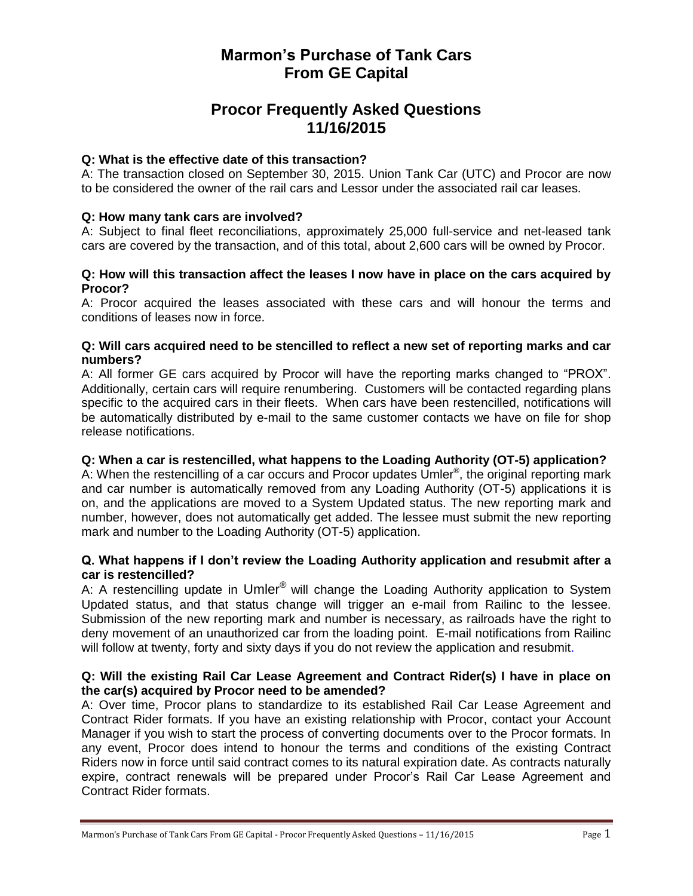# Marmon's Purchase of Tank Cars From GE Capital

# Procor Frequently Asked Questions 11/16/2015

**Q: What is the effective date of this transaction?**

A: The transaction closed on September 30, 2015. Union Tank Car (UTC) and Procor are now to be considered the owner of the rail cars and Lessor under the associated rail car leases.

**Q: How many tank cars are involved?**

A: Subject to final fleet reconciliations, approximately 25,000 full-service and net-leased tank cars are covered by the transaction, and of this total, about 2,600 cars will be owned by Procor.

**Q: How will this transaction affect the leases I now have in place on the cars acquired by Procor?**

A: Procor acquired the leases associated with these cars and will honour the terms and conditions of leases now in force.

**Q: Will cars acquired need to be stencilled to reflect a new set of reporting marks and car numbers?**

A: All former GE cars acquired by Procor will have the reporting marks changed to "PROX". Additionally, certain cars will require renumbering. Customers will be contacted regarding plans specific to the acquired cars in their fleets. When cars have been restencilled, notifications will be automatically distributed by e-mail to the same customer contacts we have on file for shop release notifications.

**Q: When a car is restencilled, what happens to the Loading Authority (OT-5) application?**

A: When the restencilling of a car occurs and Procor updates Umler®, the original reporting mark and car number is automatically removed from any Loading Authority (OT-5) applications it is on, and the applications are moved to a System Updated status. The new reporting mark and number, however, does not automatically get added. The lessee must submit the new reporting mark and number to the Loading Authority (OT-5) application.

**Q. What happens if I don't review the Loading Authority application and resubmit after a car is restencilled?**

A: A restencilling update in Umler® will change the Loading Authority application to System Updated status, and that status change will trigger an e-mail from Railinc to the lessee. Submission of the new reporting mark and number is necessary, as railroads have the right to deny movement of an unauthorized car from the loading point. E-mail notifications from Railinc will follow at twenty, forty and sixty days if you do not review the application and resubmit.

**Q: Will the existing Rail Car Lease Agreement and Contract Rider(s) I have in place on the car(s) acquired by Procor need to be amended?**

A: Over time, Procor plans to standardize to its established Rail Car Lease Agreement and Contract Rider formats. If you have an existing relationship with Procor, contact your Account Manager if you wish to start the process of converting documents over to the Procor formats. In any event, Procor does intend to honour the terms and conditions of the existing Contract Riders now in force until said contract comes to its natural expiration date. As contracts naturally expire, contract renewals will be prepared under Procor's Rail Car Lease Agreement and Contract Rider formats.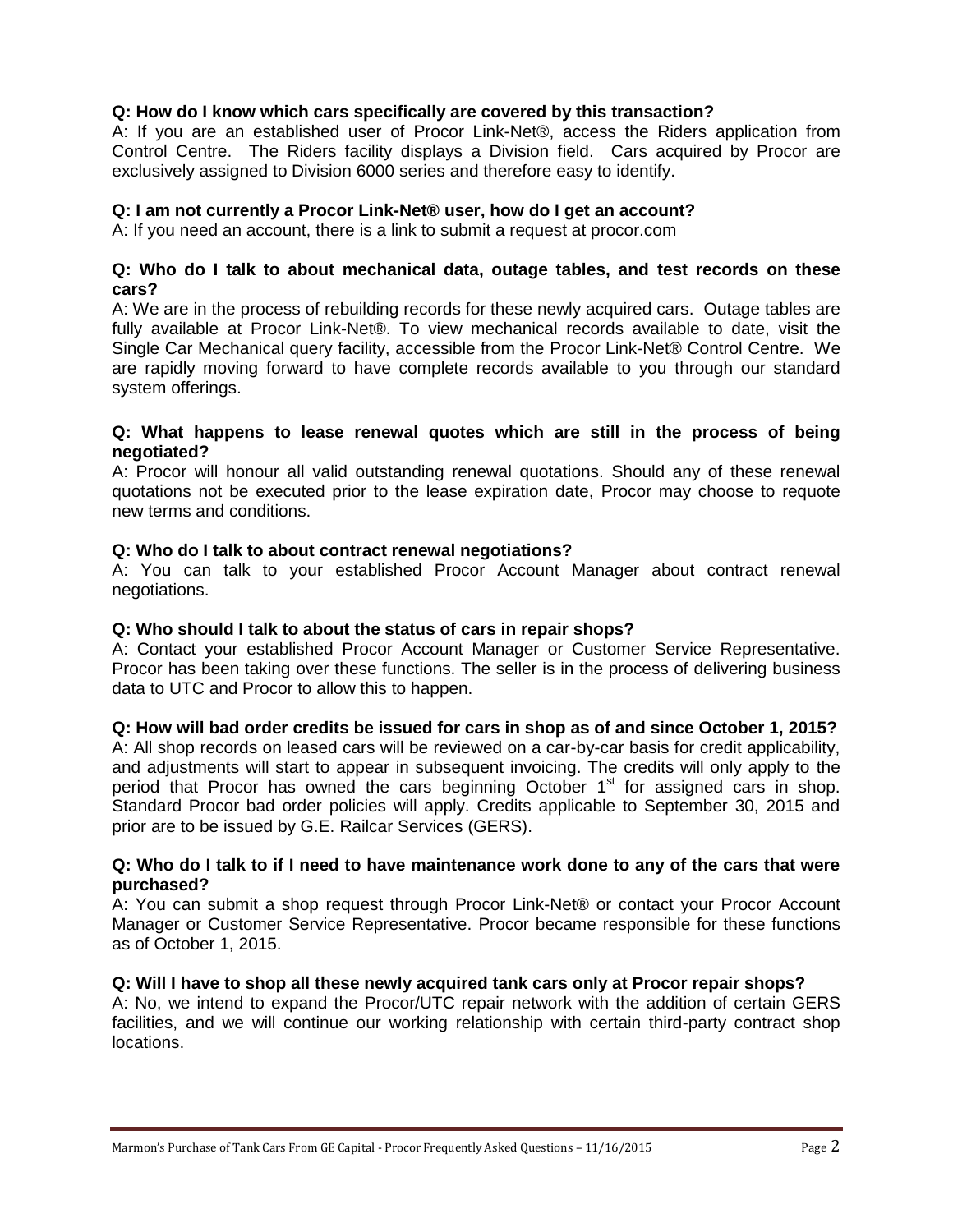**Q: How do I know which cars specifically are covered by this transaction?**

A: If you are an established user of Procor Link-Net®, access the Riders application from Control Centre. The Riders facility displays a Division field. Cars acquired by Procor are exclusively assigned to Division 6000 series and therefore easy to identify.

**Q: I am not currently a Procor Link-Net® user, how do I get an account?**

A: If you need an account, there is a link to submit a request at procor.com

**Q: Who do I talk to about mechanical data, outage tables, and test records on these cars?**

A: We are in the process of rebuilding records for these newly acquired cars. Outage tables are fully available at Procor Link-Net®. To view mechanical records available to date, visit the Single Car Mechanical query facility, accessible from the Procor Link-Net® Control Centre. We are rapidly moving forward to have complete records available to you through our standard system offerings.

**Q: What happens to lease renewal quotes which are still in the process of being negotiated?**

A: Procor will honour all valid outstanding renewal quotations. Should any of these renewal quotations not be executed prior to the lease expiration date, Procor may choose to requote new terms and conditions.

**Q: Who do I talk to about contract renewal negotiations?**

A: You can talk to your established Procor Account Manager about contract renewal negotiations.

**Q: Who should I talk to about the status of cars in repair shops?**

A: Contact your established Procor Account Manager or Customer Service Representative. Procor has been taking over these functions. The seller is in the process of delivering business data to UTC and Procor to allow this to happen.

**Q: How will bad order credits be issued for cars in shop as of and since October 1, 2015?**

A: All shop records on leased cars will be reviewed on a car-by-car basis for credit applicability, and adjustments will start to appear in subsequent invoicing. The credits will only apply to the period that Procor has owned the cars beginning October 1st for assigned cars in shop. Standard Procor bad order policies will apply. Credits applicable to September 30, 2015 and prior are to be issued by G.E. Railcar Services (GERS).

**Q: Who do I talk to if I need to have maintenance work done to any of the cars that were purchased?**

A: You can submit a shop request through Procor Link-Net® or contact your Procor Account Manager or Customer Service Representative. Procor became responsible for these functions as of October 1, 2015.

**Q: Will I have to shop all these newly acquired tank cars only at Procor repair shops?**

A: No, we intend to expand the Procor/UTC repair network with the addition of certain GERS facilities, and we will continue our working relationship with certain third-party contract shop locations.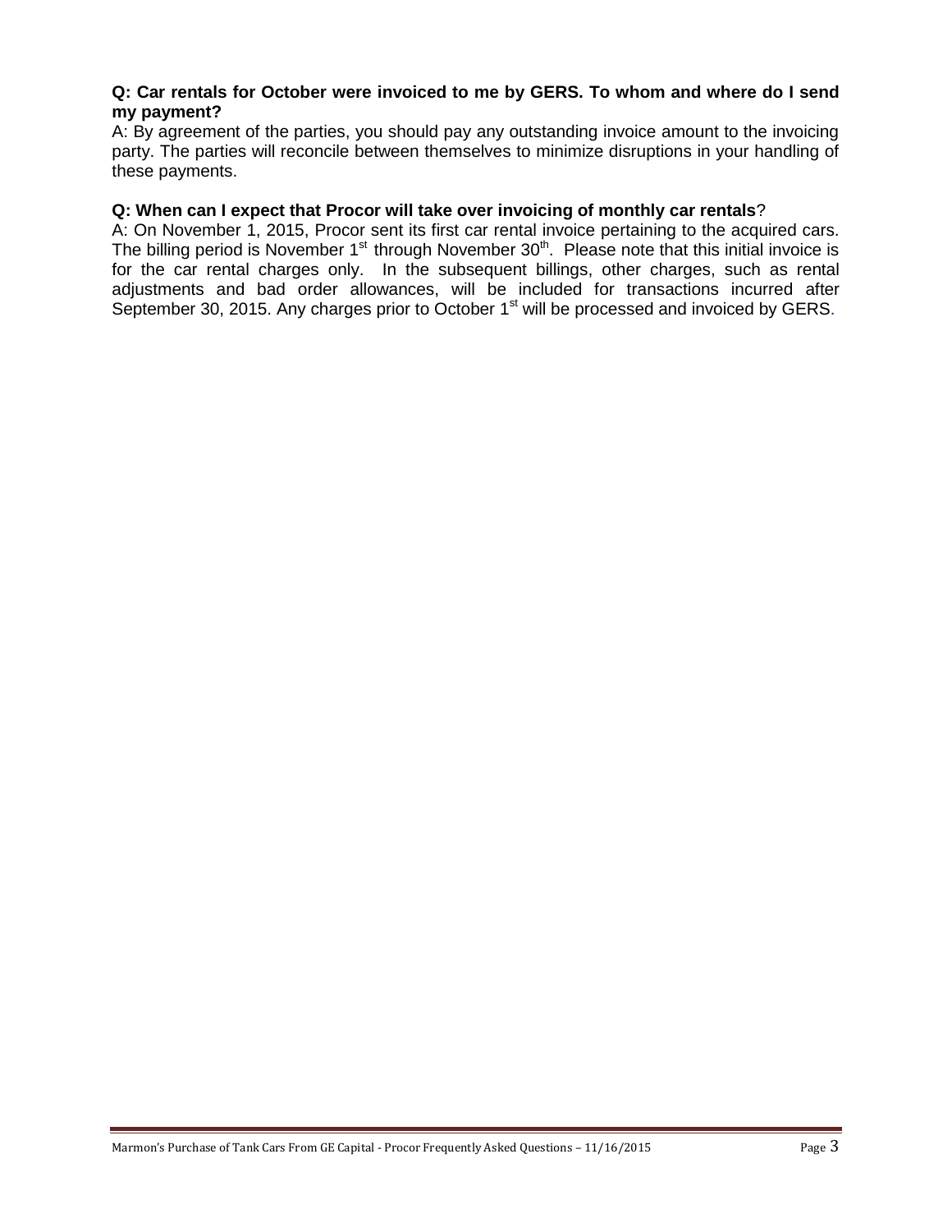**Q: Car rentals for October were invoiced to me by GERS. To whom and where do I send my payment?**

A: By agreement of the parties, you should pay any outstanding invoice amount to the invoicing party. The parties will reconcile between themselves to minimize disruptions in your handling of these payments.

**Q: When can I expect that Procor will take over invoicing of monthly car rentals**?

A: On November 1, 2015, Procor sent its first car rental invoice pertaining to the acquired cars. The billing period is November 1st through November 30th. Please note that this initial invoice is for the car rental charges only. In the subsequent billings, other charges, such as rental adjustments and bad order allowances, will be included for transactions incurred after September 30, 2015. Any charges prior to October 1st will be processed and invoiced by GERS.